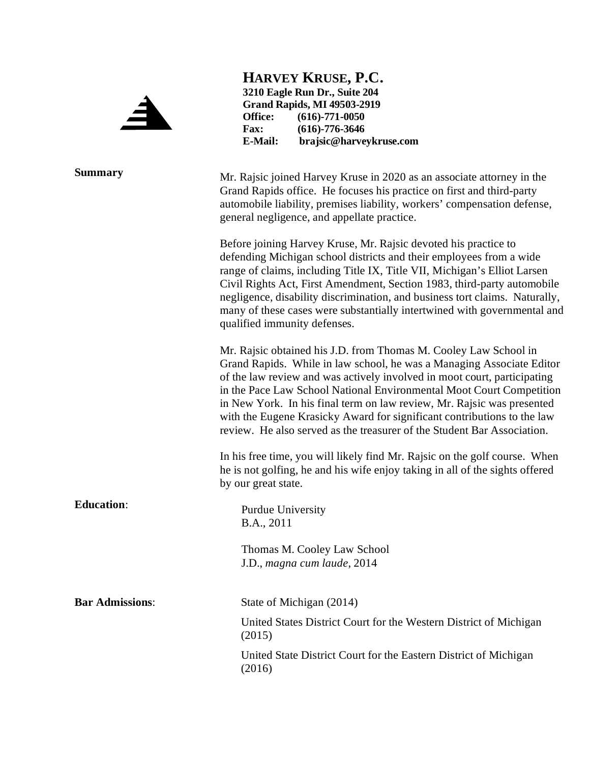# HARVEY KRUSE, P.C.

**3210 Eagle Run Dr., Suite 204**
**Grand Rapids, MI 49503-2919**
**Office: (616)-771-0050**
**Fax: (616)-776-3646**
**E-Mail: brajsic@harveykruse.com**

**Summary**

Mr. Rajsic joined Harvey Kruse in 2020 as an associate attorney in the Grand Rapids office. He focuses his practice on first and third-party automobile liability, premises liability, workers' compensation defense, general negligence, and appellate practice.

Before joining Harvey Kruse, Mr. Rajsic devoted his practice to defending Michigan school districts and their employees from a wide range of claims, including Title IX, Title VII, Michigan's Elliot Larsen Civil Rights Act, First Amendment, Section 1983, third-party automobile negligence, disability discrimination, and business tort claims. Naturally, many of these cases were substantially intertwined with governmental and qualified immunity defenses.

Mr. Rajsic obtained his J.D. from Thomas M. Cooley Law School in Grand Rapids. While in law school, he was a Managing Associate Editor of the law review and was actively involved in moot court, participating in the Pace Law School National Environmental Moot Court Competition in New York. In his final term on law review, Mr. Rajsic was presented with the Eugene Krasicky Award for significant contributions to the law review. He also served as the treasurer of the Student Bar Association.

In his free time, you will likely find Mr. Rajsic on the golf course. When he is not golfing, he and his wife enjoy taking in all of the sights offered by our great state.

**Education**:

Purdue University
B.A., 2011

Thomas M. Cooley Law School
J.D., *magna cum laude*, 2014

**Bar Admissions**:

State of Michigan (2014)

United States District Court for the Western District of Michigan (2015)

United State District Court for the Eastern District of Michigan (2016)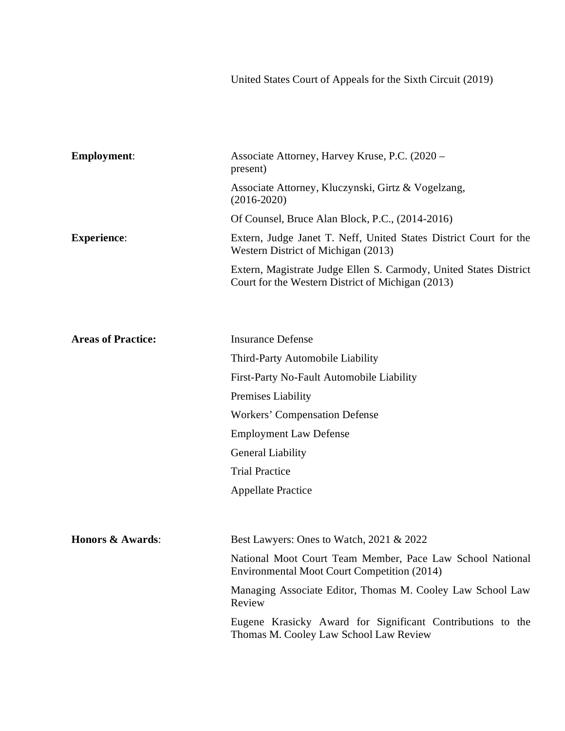United States Court of Appeals for the Sixth Circuit (2019)

**Employment**:

Associate Attorney, Harvey Kruse, P.C. (2020 – present)

Associate Attorney, Kluczynski, Girtz & Vogelzang, (2016-2020)

Of Counsel, Bruce Alan Block, P.C., (2014-2016)

**Experience**:

Extern, Judge Janet T. Neff, United States District Court for the Western District of Michigan (2013)

Extern, Magistrate Judge Ellen S. Carmody, United States District Court for the Western District of Michigan (2013)

**Areas of Practice:**

Insurance Defense

Third-Party Automobile Liability

First-Party No-Fault Automobile Liability

Premises Liability

Workers' Compensation Defense

Employment Law Defense

General Liability

Trial Practice

Appellate Practice

**Honors & Awards**:

Best Lawyers: Ones to Watch, 2021 & 2022

National Moot Court Team Member, Pace Law School National Environmental Moot Court Competition (2014)

Managing Associate Editor, Thomas M. Cooley Law School Law Review

Eugene Krasicky Award for Significant Contributions to the Thomas M. Cooley Law School Law Review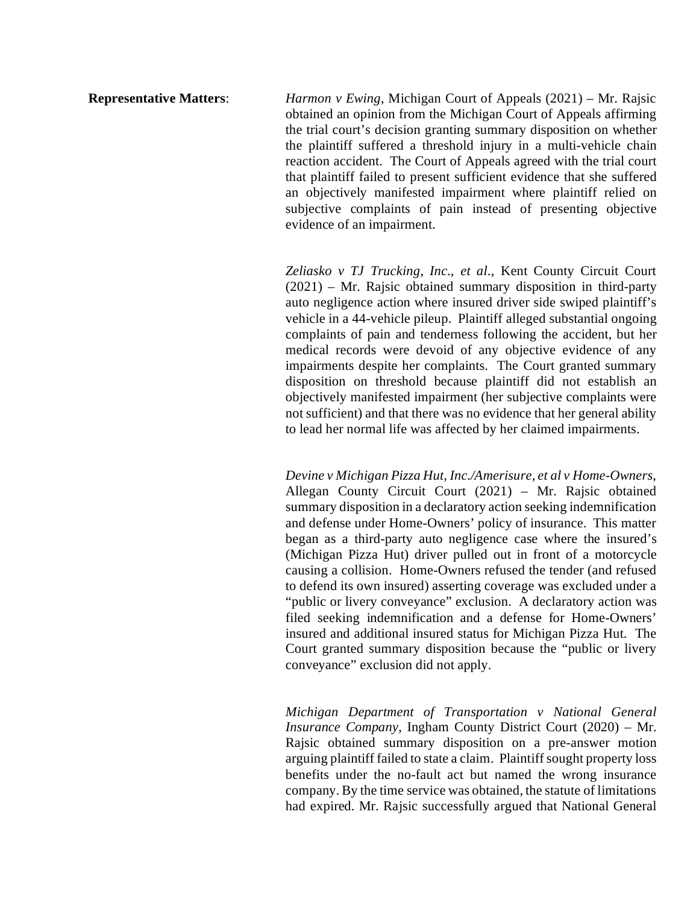**Representative Matters**:

*Harmon v Ewing*, Michigan Court of Appeals (2021) – Mr. Rajsic obtained an opinion from the Michigan Court of Appeals affirming the trial court's decision granting summary disposition on whether the plaintiff suffered a threshold injury in a multi-vehicle chain reaction accident. The Court of Appeals agreed with the trial court that plaintiff failed to present sufficient evidence that she suffered an objectively manifested impairment where plaintiff relied on subjective complaints of pain instead of presenting objective evidence of an impairment.

*Zeliasko v TJ Trucking, Inc., et al*., Kent County Circuit Court (2021) – Mr. Rajsic obtained summary disposition in third-party auto negligence action where insured driver side swiped plaintiff's vehicle in a 44-vehicle pileup. Plaintiff alleged substantial ongoing complaints of pain and tenderness following the accident, but her medical records were devoid of any objective evidence of any impairments despite her complaints. The Court granted summary disposition on threshold because plaintiff did not establish an objectively manifested impairment (her subjective complaints were not sufficient) and that there was no evidence that her general ability to lead her normal life was affected by her claimed impairments.

*Devine v Michigan Pizza Hut, Inc./Amerisure, et al v Home-Owners*, Allegan County Circuit Court (2021) – Mr. Rajsic obtained summary disposition in a declaratory action seeking indemnification and defense under Home-Owners' policy of insurance. This matter began as a third-party auto negligence case where the insured's (Michigan Pizza Hut) driver pulled out in front of a motorcycle causing a collision. Home-Owners refused the tender (and refused to defend its own insured) asserting coverage was excluded under a "public or livery conveyance" exclusion. A declaratory action was filed seeking indemnification and a defense for Home-Owners' insured and additional insured status for Michigan Pizza Hut. The Court granted summary disposition because the "public or livery conveyance" exclusion did not apply.

*Michigan Department of Transportation v National General Insurance Company*, Ingham County District Court (2020) – Mr. Rajsic obtained summary disposition on a pre-answer motion arguing plaintiff failed to state a claim. Plaintiff sought property loss benefits under the no-fault act but named the wrong insurance company. By the time service was obtained, the statute of limitations had expired. Mr. Rajsic successfully argued that National General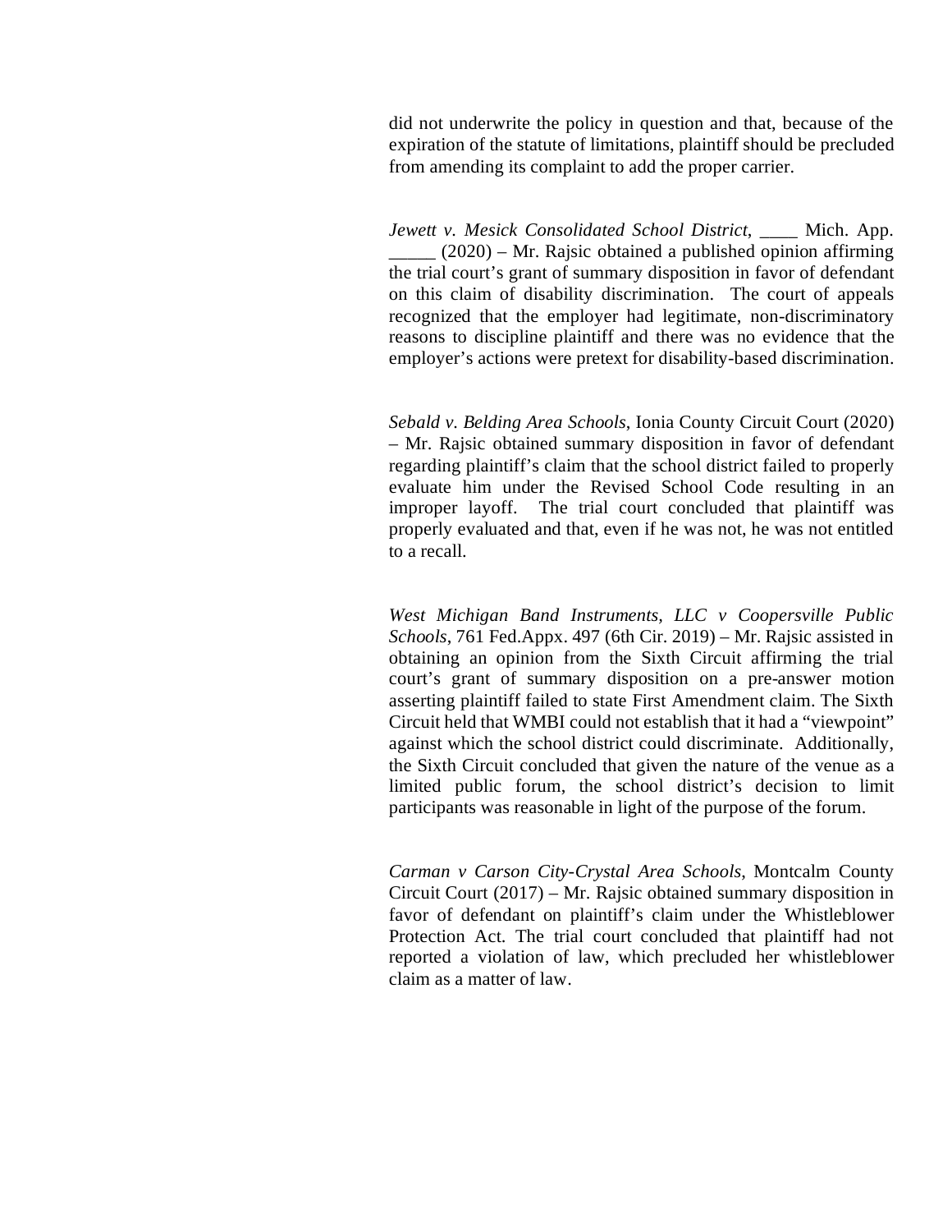did not underwrite the policy in question and that, because of the expiration of the statute of limitations, plaintiff should be precluded from amending its complaint to add the proper carrier.

*Jewett v. Mesick Consolidated School District*, ____ Mich. App. _____ (2020) – Mr. Rajsic obtained a published opinion affirming the trial court's grant of summary disposition in favor of defendant on this claim of disability discrimination. The court of appeals recognized that the employer had legitimate, non-discriminatory reasons to discipline plaintiff and there was no evidence that the employer's actions were pretext for disability-based discrimination.

*Sebald v. Belding Area Schools*, Ionia County Circuit Court (2020) – Mr. Rajsic obtained summary disposition in favor of defendant regarding plaintiff's claim that the school district failed to properly evaluate him under the Revised School Code resulting in an improper layoff. The trial court concluded that plaintiff was properly evaluated and that, even if he was not, he was not entitled to a recall.

*West Michigan Band Instruments, LLC v Coopersville Public Schools*, 761 Fed.Appx. 497 (6th Cir. 2019) – Mr. Rajsic assisted in obtaining an opinion from the Sixth Circuit affirming the trial court's grant of summary disposition on a pre-answer motion asserting plaintiff failed to state First Amendment claim. The Sixth Circuit held that WMBI could not establish that it had a "viewpoint" against which the school district could discriminate. Additionally, the Sixth Circuit concluded that given the nature of the venue as a limited public forum, the school district's decision to limit participants was reasonable in light of the purpose of the forum.

*Carman v Carson City-Crystal Area Schools*, Montcalm County Circuit Court (2017) – Mr. Rajsic obtained summary disposition in favor of defendant on plaintiff's claim under the Whistleblower Protection Act. The trial court concluded that plaintiff had not reported a violation of law, which precluded her whistleblower claim as a matter of law.